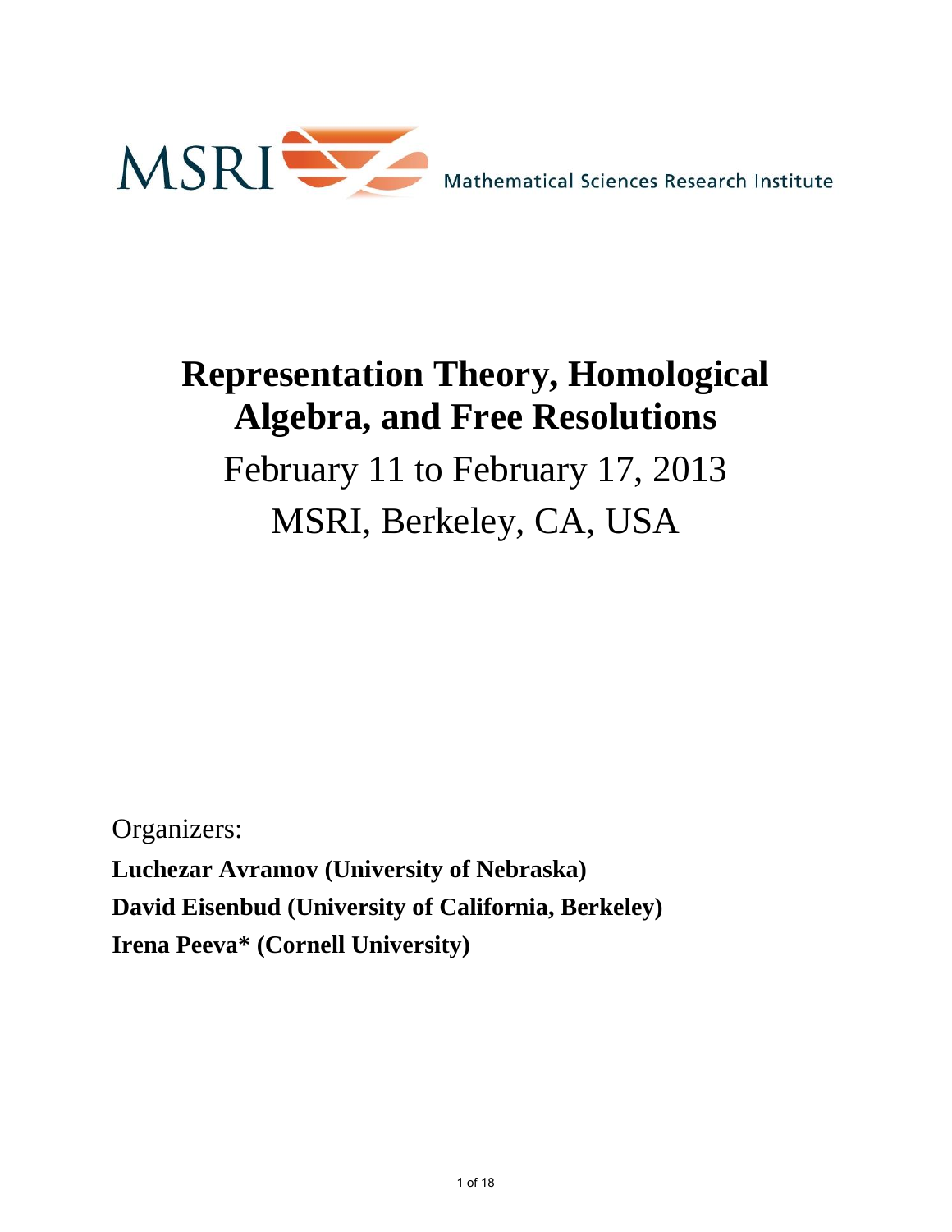MSRI Mathematical Sciences Research Institute

# Representation Theory, Homological Algebra, and Free Resolutions

February 11 to February 17, 2013

MSRI, Berkeley, CA, USA

Organizers:

**Luchezar Avramov (University of Nebraska)**

**David Eisenbud (University of California, Berkeley)**

**Irena Peeva* (Cornell University)**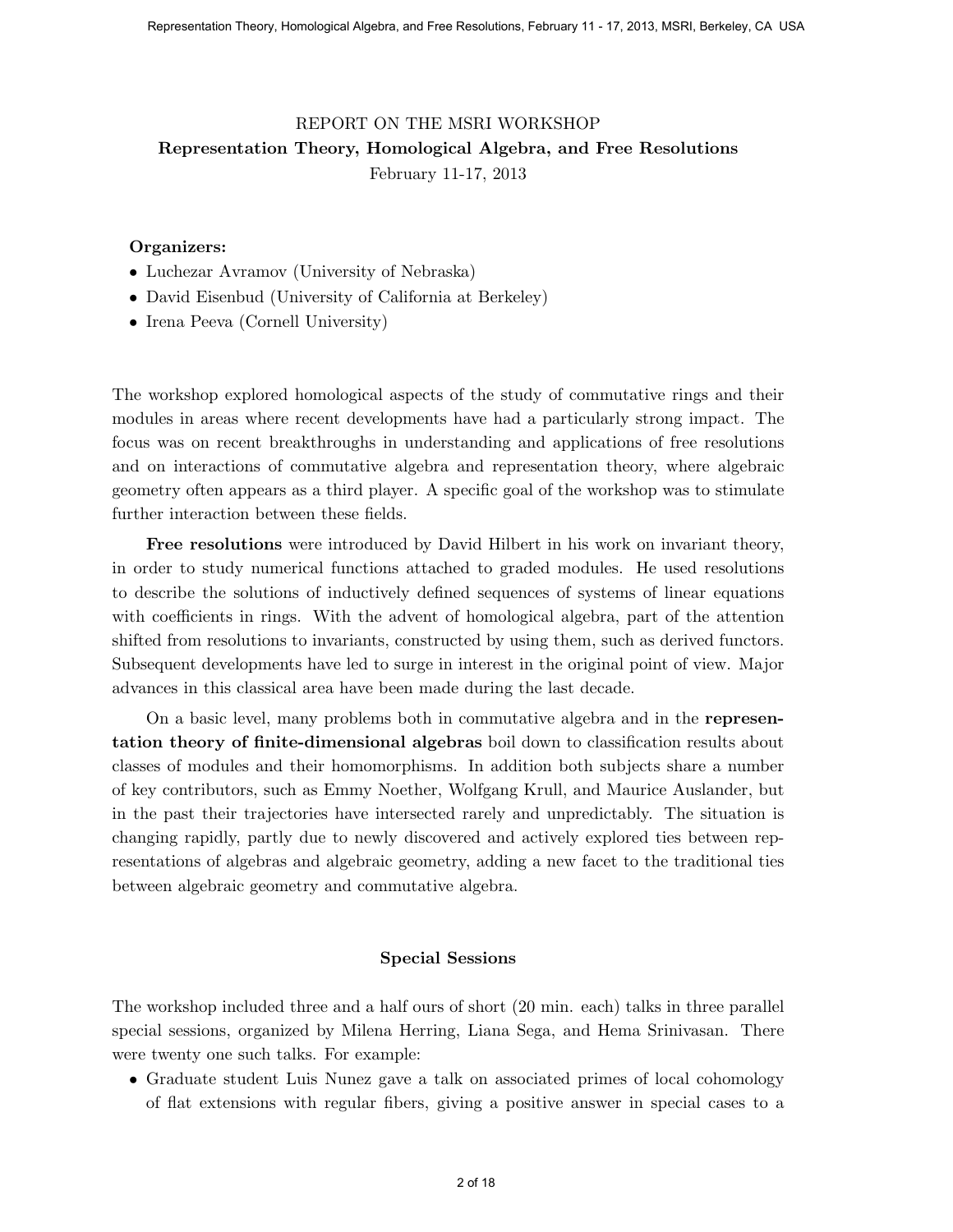# REPORT ON THE MSRI WORKSHOP

## Representation Theory, Homological Algebra, and Free Resolutions

February 11-17, 2013

**Organizers:**

- Luchezar Avramov (University of Nebraska)
- David Eisenbud (University of California at Berkeley)
- Irena Peeva (Cornell University)

The workshop explored homological aspects of the study of commutative rings and their modules in areas where recent developments have had a particularly strong impact. The focus was on recent breakthroughs in understanding and applications of free resolutions and on interactions of commutative algebra and representation theory, where algebraic geometry often appears as a third player. A specific goal of the workshop was to stimulate further interaction between these fields.

**Free resolutions** were introduced by David Hilbert in his work on invariant theory, in order to study numerical functions attached to graded modules. He used resolutions to describe the solutions of inductively defined sequences of systems of linear equations with coefficients in rings. With the advent of homological algebra, part of the attention shifted from resolutions to invariants, constructed by using them, such as derived functors. Subsequent developments have led to surge in interest in the original point of view. Major advances in this classical area have been made during the last decade.

On a basic level, many problems both in commutative algebra and in the **representation theory of finite-dimensional algebras** boil down to classification results about classes of modules and their homomorphisms. In addition both subjects share a number of key contributors, such as Emmy Noether, Wolfgang Krull, and Maurice Auslander, but in the past their trajectories have intersected rarely and unpredictably. The situation is changing rapidly, partly due to newly discovered and actively explored ties between representations of algebras and algebraic geometry, adding a new facet to the traditional ties between algebraic geometry and commutative algebra.

### Special Sessions

The workshop included three and a half ours of short (20 min. each) talks in three parallel special sessions, organized by Milena Herring, Liana Sega, and Hema Srinivasan. There were twenty one such talks. For example:

- Graduate student Luis Nunez gave a talk on associated primes of local cohomology of flat extensions with regular fibers, giving a positive answer in special cases to a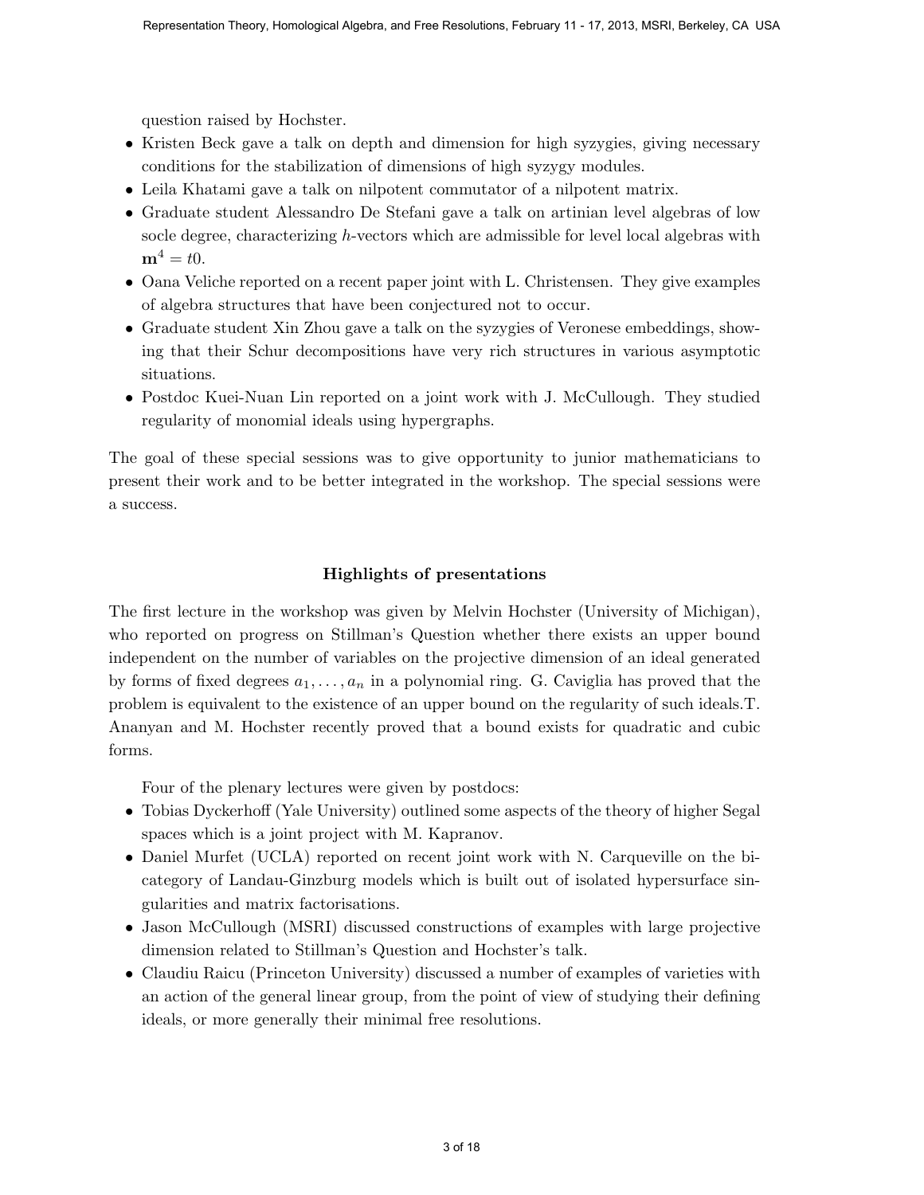question raised by Hochster.

- Kristen Beck gave a talk on depth and dimension for high syzygies, giving necessary conditions for the stabilization of dimensions of high syzygy modules.
- Leila Khatami gave a talk on nilpotent commutator of a nilpotent matrix.
- Graduate student Alessandro De Stefani gave a talk on artinian level algebras of low socle degree, characterizing $h$-vectors which are admissible for level local algebras with $\mathbf{m}^4 = t0$.
- Oana Veliche reported on a recent paper joint with L. Christensen. They give examples of algebra structures that have been conjectured not to occur.
- Graduate student Xin Zhou gave a talk on the syzygies of Veronese embeddings, showing that their Schur decompositions have very rich structures in various asymptotic situations.
- Postdoc Kuei-Nuan Lin reported on a joint work with J. McCullough. They studied regularity of monomial ideals using hypergraphs.

The goal of these special sessions was to give opportunity to junior mathematicians to present their work and to be better integrated in the workshop. The special sessions were a success.

### Highlights of presentations

The first lecture in the workshop was given by Melvin Hochster (University of Michigan), who reported on progress on Stillman's Question whether there exists an upper bound independent on the number of variables on the projective dimension of an ideal generated by forms of fixed degrees $a_1, \ldots, a_n$ in a polynomial ring. G. Caviglia has proved that the problem is equivalent to the existence of an upper bound on the regularity of such ideals.T. Ananyan and M. Hochster recently proved that a bound exists for quadratic and cubic forms.

Four of the plenary lectures were given by postdocs:

- Tobias Dyckerhoff (Yale University) outlined some aspects of the theory of higher Segal spaces which is a joint project with M. Kapranov.
- Daniel Murfet (UCLA) reported on recent joint work with N. Carqueville on the bicategory of Landau-Ginzburg models which is built out of isolated hypersurface singularities and matrix factorisations.
- Jason McCullough (MSRI) discussed constructions of examples with large projective dimension related to Stillman's Question and Hochster's talk.
- Claudiu Raicu (Princeton University) discussed a number of examples of varieties with an action of the general linear group, from the point of view of studying their defining ideals, or more generally their minimal free resolutions.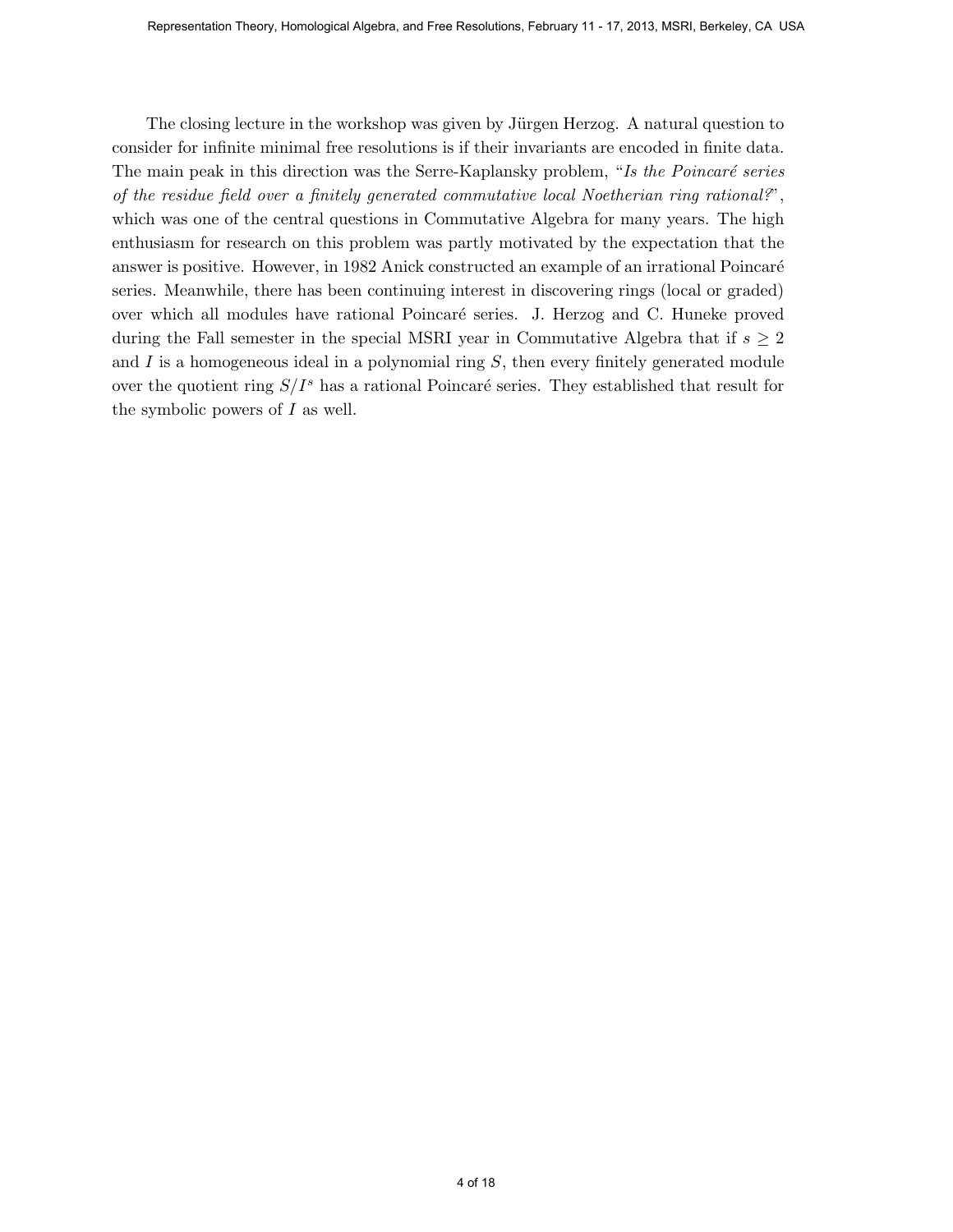The closing lecture in the workshop was given by Jürgen Herzog. A natural question to consider for infinite minimal free resolutions is if their invariants are encoded in finite data. The main peak in this direction was the Serre-Kaplansky problem, "*Is the Poincaré series of the residue field over a finitely generated commutative local Noetherian ring rational?*", which was one of the central questions in Commutative Algebra for many years. The high enthusiasm for research on this problem was partly motivated by the expectation that the answer is positive. However, in 1982 Anick constructed an example of an irrational Poincaré series. Meanwhile, there has been continuing interest in discovering rings (local or graded) over which all modules have rational Poincaré series. J. Herzog and C. Huneke proved during the Fall semester in the special MSRI year in Commutative Algebra that if $s \geq 2$ and $I$ is a homogeneous ideal in a polynomial ring $S$, then every finitely generated module over the quotient ring $S/I^s$ has a rational Poincaré series. They established that result for the symbolic powers of $I$ as well.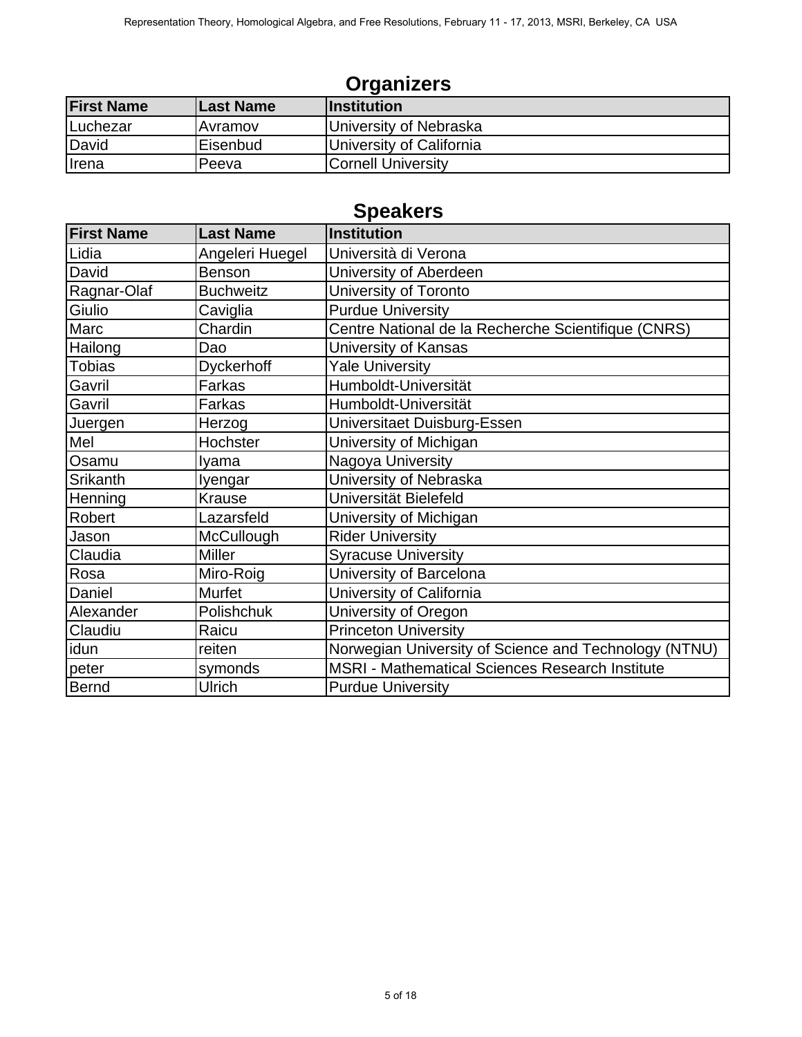## Organizers

| First Name | Last Name | Institution |
|---|---|---|
| Luchezar | Avramov | University of Nebraska |
| David | Eisenbud | University of California |
| Irena | Peeva | Cornell University |

## Speakers

| First Name | Last Name | Institution |
|---|---|---|
| Lidia | Angeleri Huegel | Università di Verona |
| David | Benson | University of Aberdeen |
| Ragnar-Olaf | Buchweitz | University of Toronto |
| Giulio | Caviglia | Purdue University |
| Marc | Chardin | Centre National de la Recherche Scientifique (CNRS) |
| Hailong | Dao | University of Kansas |
| Tobias | Dyckerhoff | Yale University |
| Gavril | Farkas | Humboldt-Universität |
| Gavril | Farkas | Humboldt-Universität |
| Juergen | Herzog | Universitaet Duisburg-Essen |
| Mel | Hochster | University of Michigan |
| Osamu | Iyama | Nagoya University |
| Srikanth | Iyengar | University of Nebraska |
| Henning | Krause | Universität Bielefeld |
| Robert | Lazarsfeld | University of Michigan |
| Jason | McCullough | Rider University |
| Claudia | Miller | Syracuse University |
| Rosa | Miro-Roig | University of Barcelona |
| Daniel | Murfet | University of California |
| Alexander | Polishchuk | University of Oregon |
| Claudiu | Raicu | Princeton University |
| idun | reiten | Norwegian University of Science and Technology (NTNU) |
| peter | symonds | MSRI - Mathematical Sciences Research Institute |
| Bernd | Ulrich | Purdue University |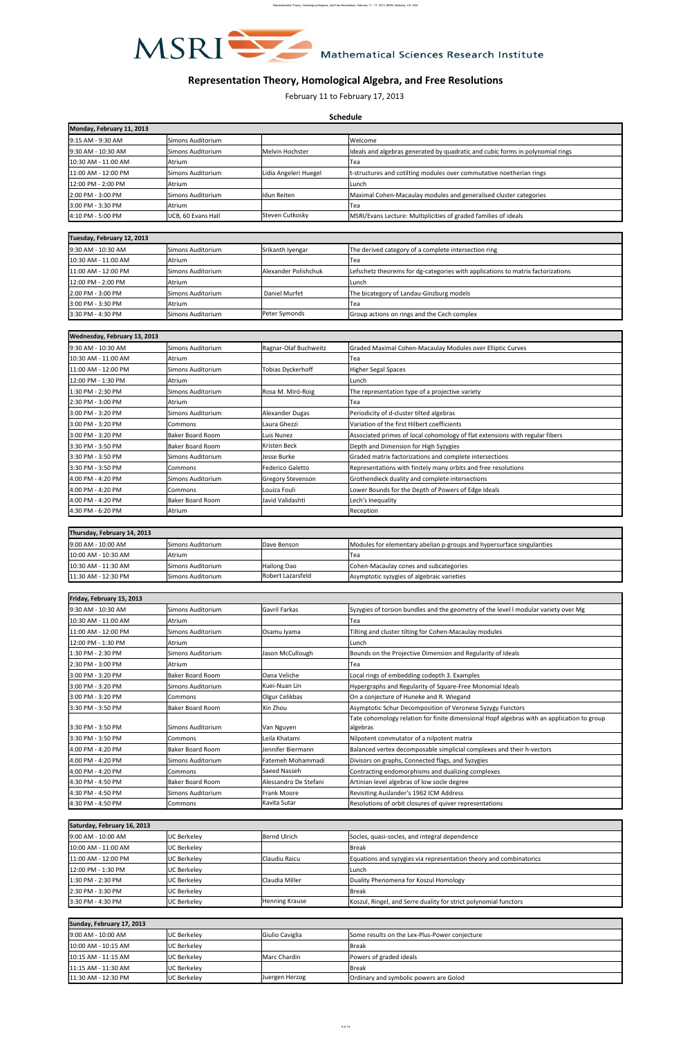# Representation Theory, Homological Algebra, and Free Resolutions

February 11 to February 17, 2013

**Schedule**

| **Monday, February 11, 2013** | | | |
|---|---|---|---|
| 9:15 AM - 9:30 AM | Simons Auditorium | | Welcome |
| 9:30 AM - 10:30 AM | Simons Auditorium | Melvin Hochster | Ideals and algebras generated by quadratic and cubic forms in polynomial rings |
| 10:30 AM - 11:00 AM | Atrium | | Tea |
| 11:00 AM - 12:00 PM | Simons Auditorium | Lidia Angeleri Huegel | t-structures and cotilting modules over commutative noetherian rings |
| 12:00 PM - 2:00 PM | Atrium | | Lunch |
| 2:00 PM - 3:00 PM | Simons Auditorium | Idun Reiten | Maximal Cohen-Macaulay modules and generalised cluster categories |
| 3:00 PM - 3:30 PM | Atrium | | Tea |
| 4:10 PM - 5:00 PM | UCB, 60 Evans Hall | Steven Cutkosky | MSRI/Evans Lecture: Multiplicities of graded families of ideals |

| **Tuesday, February 12, 2013** | | | |
|---|---|---|---|
| 9:30 AM - 10:30 AM | Simons Auditorium | Srikanth Iyengar | The derived category of a complete intersection ring |
| 10:30 AM - 11:00 AM | Atrium | | Tea |
| 11:00 AM - 12:00 PM | Simons Auditorium | Alexander Polishchuk | Lefschetz theorems for dg-categories with applications to matrix factorizations |
| 12:00 PM - 2:00 PM | Atrium | | Lunch |
| 2:00 PM - 3:00 PM | Simons Auditorium | Daniel Murfet | The bicategory of Landau-Ginzburg models |
| 3:00 PM - 3:30 PM | Atrium | | Tea |
| 3:30 PM - 4:30 PM | Simons Auditorium | Peter Symonds | Group actions on rings and the Cech complex |

| **Wednesday, February 13, 2013** | | | |
|---|---|---|---|
| 9:30 AM - 10:30 AM | Simons Auditorium | Ragnar-Olaf Buchweitz | Graded Maximal Cohen-Macaulay Modules over Elliptic Curves |
| 10:30 AM - 11:00 AM | Atrium | | Tea |
| 11:00 AM - 12:00 PM | Simons Auditorium | Tobias Dyckerhoff | Higher Segal Spaces |
| 12:00 PM - 1:30 PM | Atrium | | Lunch |
| 1:30 PM - 2:30 PM | Simons Auditorium | Rosa M. Miró-Roig | The representation type of a projective variety |
| 2:30 PM - 3:00 PM | Atrium | | Tea |
| 3:00 PM - 3:20 PM | Simons Auditorium | Alexander Dugas | Periodicity of d-cluster tilted algebras |
| 3:00 PM - 3:20 PM | Commons | Laura Ghezzi | Variation of the first Hilbert coefficients |
| 3:00 PM - 3:20 PM | Baker Board Room | Luis Nunez | Associated primes of local cohomology of flat extensions with regular fibers |
| 3:30 PM - 3:50 PM | Baker Board Room | Kristen Beck | Depth and Dimension for High Syzygies |
| 3:30 PM - 3:50 PM | Simons Auditorium | Jesse Burke | Graded matrix factorizations and complete intersections |
| 3:30 PM - 3:50 PM | Commons | Federico Galetto | Representations with finitely many orbits and free resolutions |
| 4:00 PM - 4:20 PM | Simons Auditorium | Gregory Stevenson | Grothendieck duality and complete intersections |
| 4:00 PM - 4:20 PM | Commons | Louiza Fouli | Lower Bounds for the Depth of Powers of Edge Ideals |
| 4:00 PM - 4:20 PM | Baker Board Room | Javid Validashti | Lech's Inequality |
| 4:30 PM - 6:20 PM | Atrium | | Reception |

| **Thursday, February 14, 2013** | | | |
|---|---|---|---|
| 9:00 AM - 10:00 AM | Simons Auditorium | Dave Benson | Modules for elementary abelian p-groups and hypersurface singularities |
| 10:00 AM - 10:30 AM | Atrium | | Tea |
| 10:30 AM - 11:30 AM | Simons Auditorium | Hailong Dao | Cohen-Macaulay cones and subcategories |
| 11:30 AM - 12:30 PM | Simons Auditorium | Robert Lazarsfeld | Asymptotic syzygies of algebraic varieties |

| **Friday, February 15, 2013** | | | |
|---|---|---|---|
| 9:30 AM - 10:30 AM | Simons Auditorium | Gavril Farkas | Syzygies of torsion bundles and the geometry of the level l modular variety over Mg |
| 10:30 AM - 11:00 AM | Atrium | | Tea |
| 11:00 AM - 12:00 PM | Simons Auditorium | Osamu Iyama | Tilting and cluster tilting for Cohen-Macaulay modules |
| 12:00 PM - 1:30 PM | Atrium | | Lunch |
| 1:30 PM - 2:30 PM | Simons Auditorium | Jason McCullough | Bounds on the Projective Dimension and Regularity of Ideals |
| 2:30 PM - 3:00 PM | Atrium | | Tea |
| 3:00 PM - 3:20 PM | Baker Board Room | Oana Veliche | Local rings of embedding codepth 3. Examples |
| 3:00 PM - 3:20 PM | Simons Auditorium | Kuei-Nuan Lin | Hypergraphs and Regularity of Square-Free Monomial Ideals |
| 3:00 PM - 3:20 PM | Commons | Olgur Celikbas | On a conjecture of Huneke and R. Wiegand |
| 3:30 PM - 3:50 PM | Baker Board Room | Xin Zhou | Asymptotic Schur Decomposition of Veronese Syzygy Functors |
| 3:30 PM - 3:50 PM | Simons Auditorium | Van Nguyen | Tate cohomology relation for finite dimensional Hopf algebras with an application to group algebras |
| 3:30 PM - 3:50 PM | Commons | Leila Khatami | Nilpotent commutator of a nilpotent matrix |
| 4:00 PM - 4:20 PM | Baker Board Room | Jennifer Biermann | Balanced vertex decomposable simplicial complexes and their h-vectors |
| 4:00 PM - 4:20 PM | Simons Auditorium | Fatemeh Mohammadi | Divisors on graphs, Connected flags, and Syzygies |
| 4:00 PM - 4:20 PM | Commons | Saeed Nasseh | Contracting endomorphisms and dualizing complexes |
| 4:30 PM - 4:50 PM | Baker Board Room | Alessandro De Stefani | Artinian level algebras of low socle degree |
| 4:30 PM - 4:50 PM | Simons Auditorium | Frank Moore | Revisiting Auslander's 1962 ICM Address |
| 4:30 PM - 4:50 PM | Commons | Kavita Sutar | Resolutions of orbit closures of quiver representations |

| **Saturday, February 16, 2013** | | | |
|---|---|---|---|
| 9:00 AM - 10:00 AM | UC Berkeley | Bernd Ulrich | Socles, quasi-socles, and integral dependence |
| 10:00 AM - 11:00 AM | UC Berkeley | | Break |
| 11:00 AM - 12:00 PM | UC Berkeley | Claudiu Raicu | Equations and syzygies via representation theory and combinatorics |
| 12:00 PM - 1:30 PM | UC Berkeley | | Lunch |
| 1:30 PM - 2:30 PM | UC Berkeley | Claudia Miller | Duality Phenomena for Koszul Homology |
| 2:30 PM - 3:30 PM | UC Berkeley | | Break |
| 3:30 PM - 4:30 PM | UC Berkeley | Henning Krause | Koszul, Ringel, and Serre duality for strict polynomial functors |

| **Sunday, February 17, 2013** | | | |
|---|---|---|---|
| 9:00 AM - 10:00 AM | UC Berkeley | Giulio Caviglia | Some results on the Lex-Plus-Power conjecture |
| 10:00 AM - 10:15 AM | UC Berkeley | | Break |
| 10:15 AM - 11:15 AM | UC Berkeley | Marc Chardin | Powers of graded ideals |
| 11:15 AM - 11:30 AM | UC Berkeley | | Break |
| 11:30 AM - 12:30 PM | UC Berkeley | Juergen Herzog | Ordinary and symbolic powers are Golod |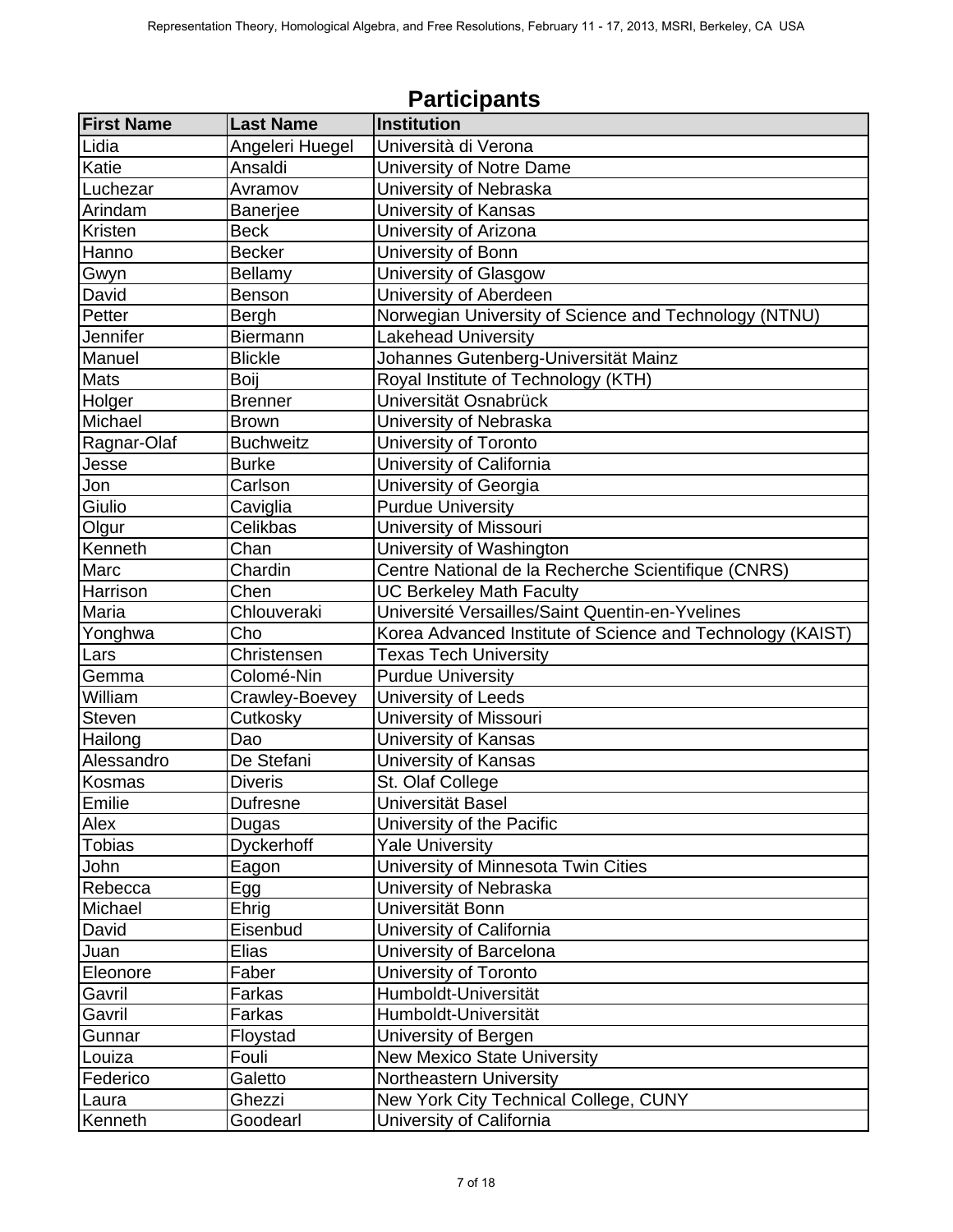## Participants

| First Name | Last Name | Institution |
| --- | --- | --- |
| Lidia | Angeleri Huegel | Università di Verona |
| Katie | Ansaldi | University of Notre Dame |
| Luchezar | Avramov | University of Nebraska |
| Arindam | Banerjee | University of Kansas |
| Kristen | Beck | University of Arizona |
| Hanno | Becker | University of Bonn |
| Gwyn | Bellamy | University of Glasgow |
| David | Benson | University of Aberdeen |
| Petter | Bergh | Norwegian University of Science and Technology (NTNU) |
| Jennifer | Biermann | Lakehead University |
| Manuel | Blickle | Johannes Gutenberg-Universität Mainz |
| Mats | Boij | Royal Institute of Technology (KTH) |
| Holger | Brenner | Universität Osnabrück |
| Michael | Brown | University of Nebraska |
| Ragnar-Olaf | Buchweitz | University of Toronto |
| Jesse | Burke | University of California |
| Jon | Carlson | University of Georgia |
| Giulio | Caviglia | Purdue University |
| Olgur | Celikbas | University of Missouri |
| Kenneth | Chan | University of Washington |
| Marc | Chardin | Centre National de la Recherche Scientifique (CNRS) |
| Harrison | Chen | UC Berkeley Math Faculty |
| Maria | Chlouveraki | Université Versailles/Saint Quentin-en-Yvelines |
| Yonghwa | Cho | Korea Advanced Institute of Science and Technology (KAIST) |
| Lars | Christensen | Texas Tech University |
| Gemma | Colomé-Nin | Purdue University |
| William | Crawley-Boevey | University of Leeds |
| Steven | Cutkosky | University of Missouri |
| Hailong | Dao | University of Kansas |
| Alessandro | De Stefani | University of Kansas |
| Kosmas | Diveris | St. Olaf College |
| Emilie | Dufresne | Universität Basel |
| Alex | Dugas | University of the Pacific |
| Tobias | Dyckerhoff | Yale University |
| John | Eagon | University of Minnesota Twin Cities |
| Rebecca | Egg | University of Nebraska |
| Michael | Ehrig | Universität Bonn |
| David | Eisenbud | University of California |
| Juan | Elias | University of Barcelona |
| Eleonore | Faber | University of Toronto |
| Gavril | Farkas | Humboldt-Universität |
| Gavril | Farkas | Humboldt-Universität |
| Gunnar | Floystad | University of Bergen |
| Louiza | Fouli | New Mexico State University |
| Federico | Galetto | Northeastern University |
| Laura | Ghezzi | New York City Technical College, CUNY |
| Kenneth | Goodearl | University of California |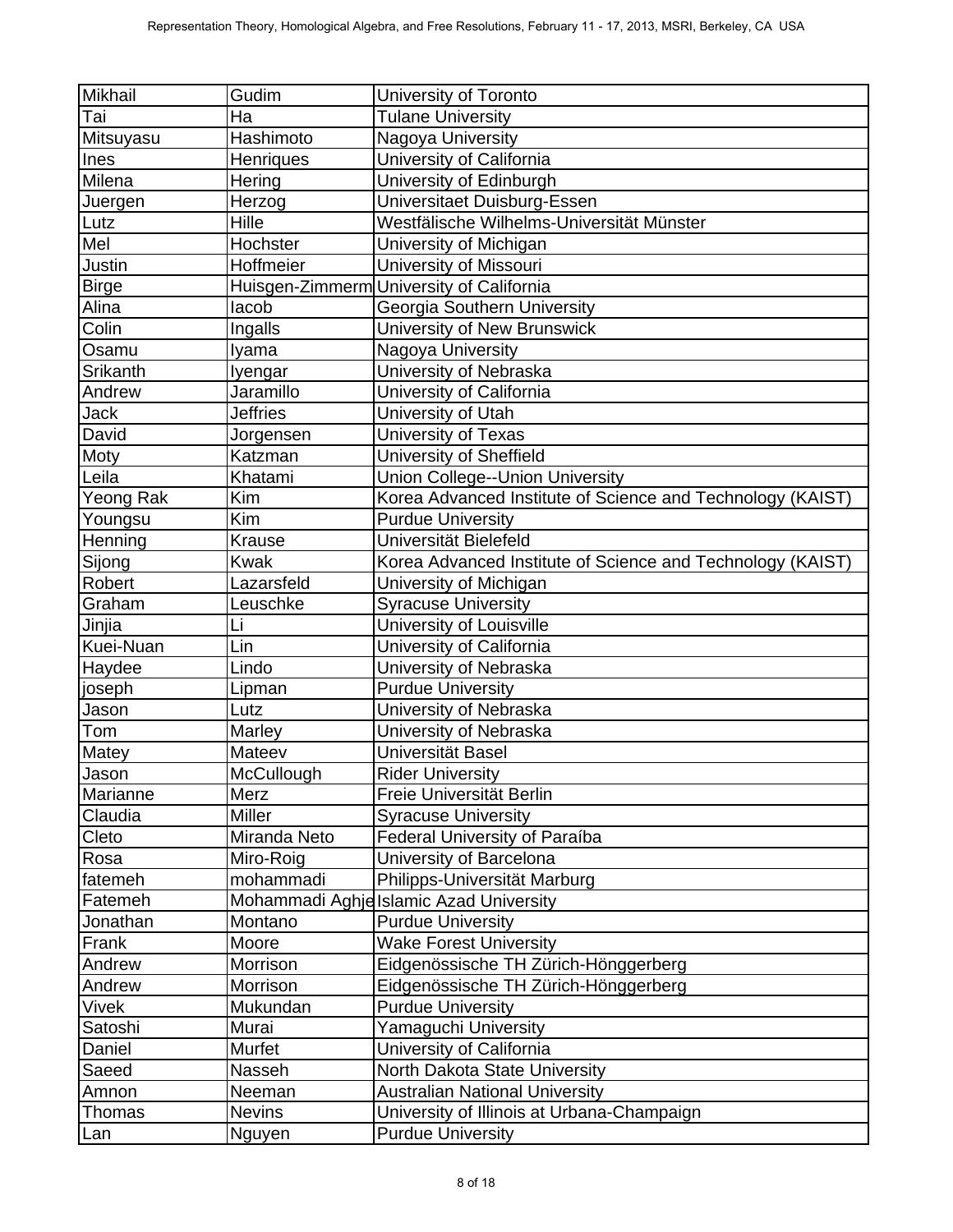| Mikhail | Gudim | University of Toronto |
|---|---|---|
| Tai | Ha | Tulane University |
| Mitsuyasu | Hashimoto | Nagoya University |
| Ines | Henriques | University of California |
| Milena | Hering | University of Edinburgh |
| Juergen | Herzog | Universitaet Duisburg-Essen |
| Lutz | Hille | Westfälische Wilhelms-Universität Münster |
| Mel | Hochster | University of Michigan |
| Justin | Hoffmeier | University of Missouri |
| Birge | Huisgen-Zimmerm | University of California |
| Alina | Iacob | Georgia Southern University |
| Colin | Ingalls | University of New Brunswick |
| Osamu | Iyama | Nagoya University |
| Srikanth | Iyengar | University of Nebraska |
| Andrew | Jaramillo | University of California |
| Jack | Jeffries | University of Utah |
| David | Jorgensen | University of Texas |
| Moty | Katzman | University of Sheffield |
| Leila | Khatami | Union College--Union University |
| Yeong Rak | Kim | Korea Advanced Institute of Science and Technology (KAIST) |
| Youngsu | Kim | Purdue University |
| Henning | Krause | Universität Bielefeld |
| Sijong | Kwak | Korea Advanced Institute of Science and Technology (KAIST) |
| Robert | Lazarsfeld | University of Michigan |
| Graham | Leuschke | Syracuse University |
| Jinjia | Li | University of Louisville |
| Kuei-Nuan | Lin | University of California |
| Haydee | Lindo | University of Nebraska |
| joseph | Lipman | Purdue University |
| Jason | Lutz | University of Nebraska |
| Tom | Marley | University of Nebraska |
| Matey | Mateev | Universität Basel |
| Jason | McCullough | Rider University |
| Marianne | Merz | Freie Universität Berlin |
| Claudia | Miller | Syracuse University |
| Cleto | Miranda Neto | Federal University of Paraíba |
| Rosa | Miro-Roig | University of Barcelona |
| fatemeh | mohammadi | Philipps-Universität Marburg |
| Fatemeh | Mohammadi Aghje | Islamic Azad University |
| Jonathan | Montano | Purdue University |
| Frank | Moore | Wake Forest University |
| Andrew | Morrison | Eidgenössische TH Zürich-Hönggerberg |
| Andrew | Morrison | Eidgenössische TH Zürich-Hönggerberg |
| Vivek | Mukundan | Purdue University |
| Satoshi | Murai | Yamaguchi University |
| Daniel | Murfet | University of California |
| Saeed | Nasseh | North Dakota State University |
| Amnon | Neeman | Australian National University |
| Thomas | Nevins | University of Illinois at Urbana-Champaign |
| Lan | Nguyen | Purdue University |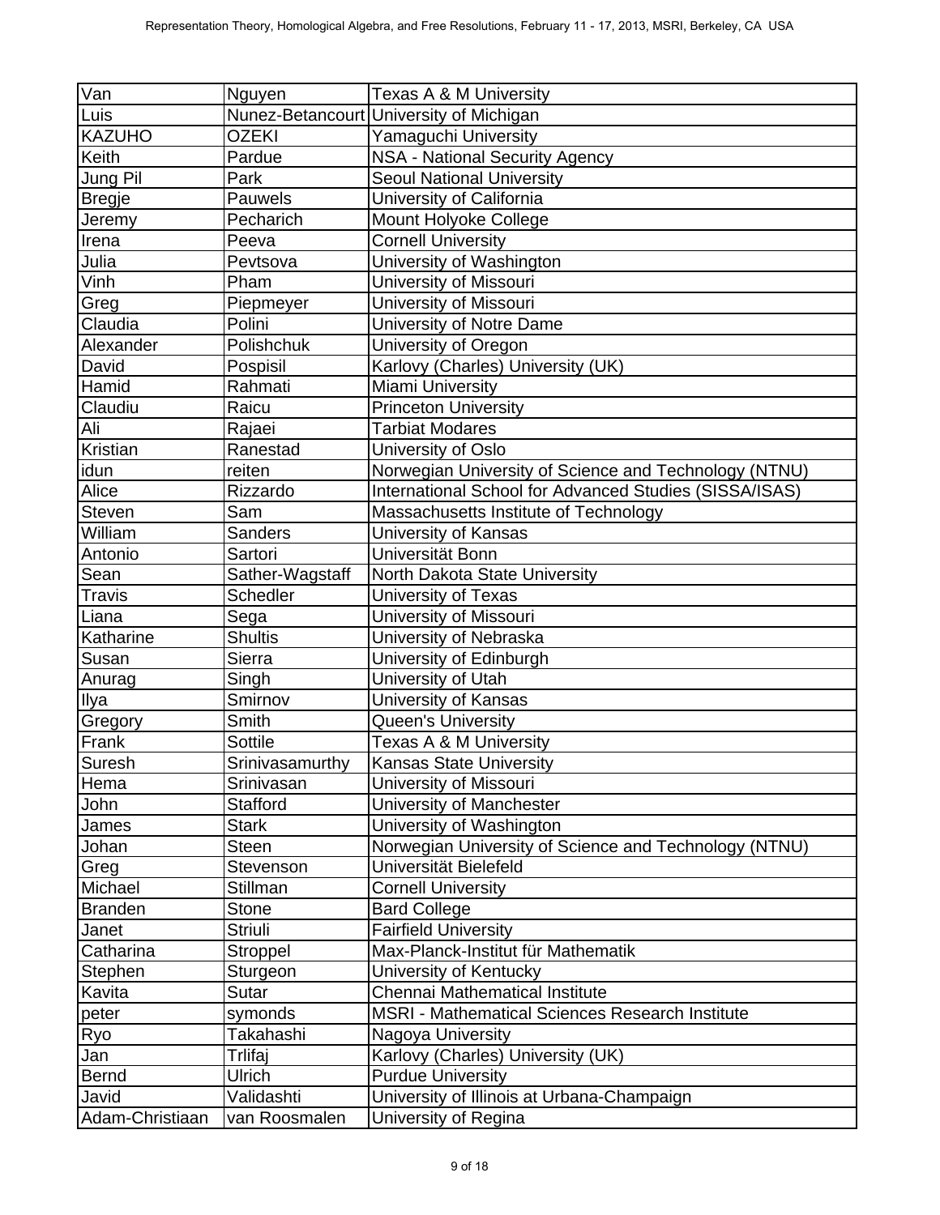| Van | Nguyen | Texas A & M University |
|---|---|---|
| Luis | Nunez-Betancourt | University of Michigan |
| KAZUHO | OZEKI | Yamaguchi University |
| Keith | Pardue | NSA - National Security Agency |
| Jung Pil | Park | Seoul National University |
| Bregje | Pauwels | University of California |
| Jeremy | Pecharich | Mount Holyoke College |
| Irena | Peeva | Cornell University |
| Julia | Pevtsova | University of Washington |
| Vinh | Pham | University of Missouri |
| Greg | Piepmeyer | University of Missouri |
| Claudia | Polini | University of Notre Dame |
| Alexander | Polishchuk | University of Oregon |
| David | Pospisil | Karlovy (Charles) University (UK) |
| Hamid | Rahmati | Miami University |
| Claudiu | Raicu | Princeton University |
| Ali | Rajaei | Tarbiat Modares |
| Kristian | Ranestad | University of Oslo |
| idun | reiten | Norwegian University of Science and Technology (NTNU) |
| Alice | Rizzardo | International School for Advanced Studies (SISSA/ISAS) |
| Steven | Sam | Massachusetts Institute of Technology |
| William | Sanders | University of Kansas |
| Antonio | Sartori | Universität Bonn |
| Sean | Sather-Wagstaff | North Dakota State University |
| Travis | Schedler | University of Texas |
| Liana | Sega | University of Missouri |
| Katharine | Shultis | University of Nebraska |
| Susan | Sierra | University of Edinburgh |
| Anurag | Singh | University of Utah |
| Ilya | Smirnov | University of Kansas |
| Gregory | Smith | Queen's University |
| Frank | Sottile | Texas A & M University |
| Suresh | Srinivasamurthy | Kansas State University |
| Hema | Srinivasan | University of Missouri |
| John | Stafford | University of Manchester |
| James | Stark | University of Washington |
| Johan | Steen | Norwegian University of Science and Technology (NTNU) |
| Greg | Stevenson | Universität Bielefeld |
| Michael | Stillman | Cornell University |
| Branden | Stone | Bard College |
| Janet | Striuli | Fairfield University |
| Catharina | Stroppel | Max-Planck-Institut für Mathematik |
| Stephen | Sturgeon | University of Kentucky |
| Kavita | Sutar | Chennai Mathematical Institute |
| peter | symonds | MSRI - Mathematical Sciences Research Institute |
| Ryo | Takahashi | Nagoya University |
| Jan | Trlifaj | Karlovy (Charles) University (UK) |
| Bernd | Ulrich | Purdue University |
| Javid | Validashti | University of Illinois at Urbana-Champaign |
| Adam-Christiaan | van Roosmalen | University of Regina |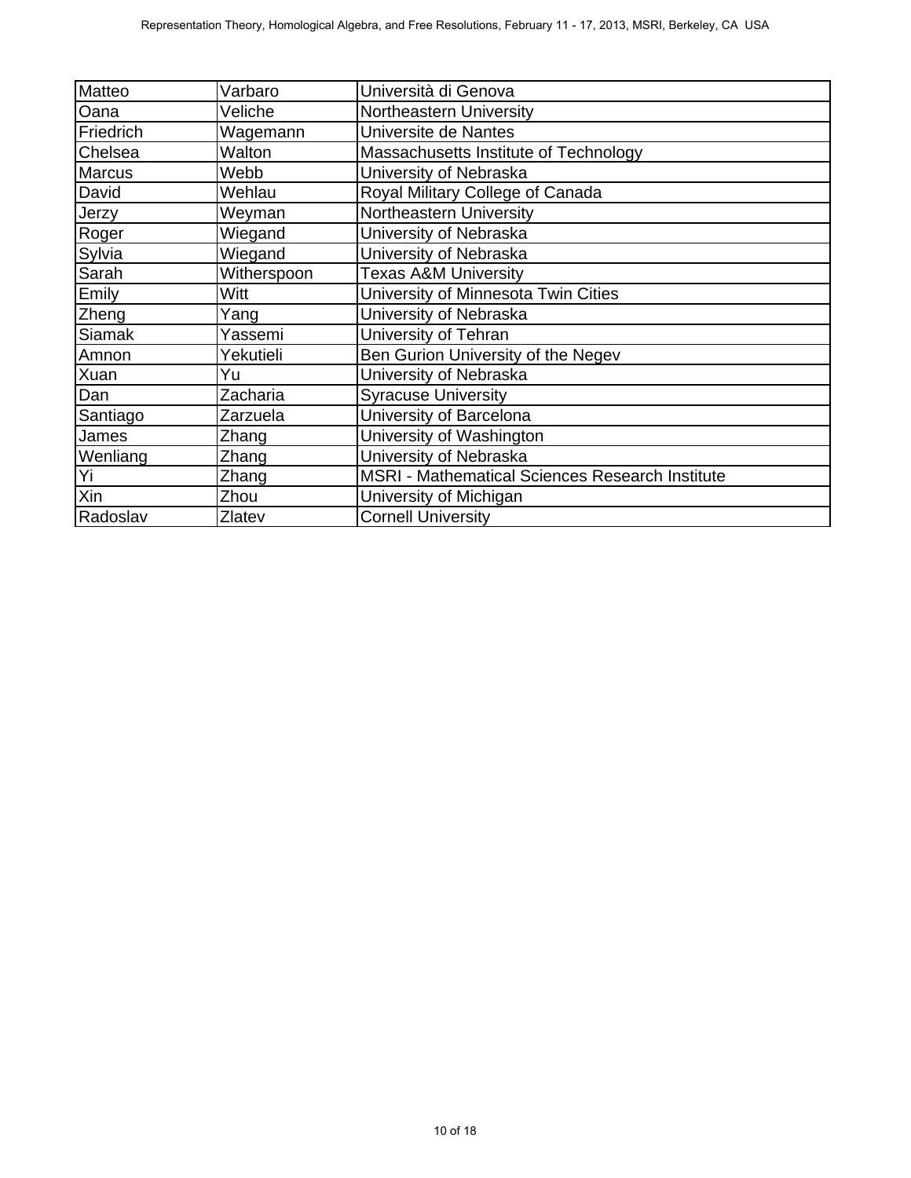| | | |
|---|---|---|
| Matteo | Varbaro | Università di Genova |
| Oana | Veliche | Northeastern University |
| Friedrich | Wagemann | Universite de Nantes |
| Chelsea | Walton | Massachusetts Institute of Technology |
| Marcus | Webb | University of Nebraska |
| David | Wehlau | Royal Military College of Canada |
| Jerzy | Weyman | Northeastern University |
| Roger | Wiegand | University of Nebraska |
| Sylvia | Wiegand | University of Nebraska |
| Sarah | Witherspoon | Texas A&M University |
| Emily | Witt | University of Minnesota Twin Cities |
| Zheng | Yang | University of Nebraska |
| Siamak | Yassemi | University of Tehran |
| Amnon | Yekutieli | Ben Gurion University of the Negev |
| Xuan | Yu | University of Nebraska |
| Dan | Zacharia | Syracuse University |
| Santiago | Zarzuela | University of Barcelona |
| James | Zhang | University of Washington |
| Wenliang | Zhang | University of Nebraska |
| Yi | Zhang | MSRI - Mathematical Sciences Research Institute |
| Xin | Zhou | University of Michigan |
| Radoslav | Zlatev | Cornell University |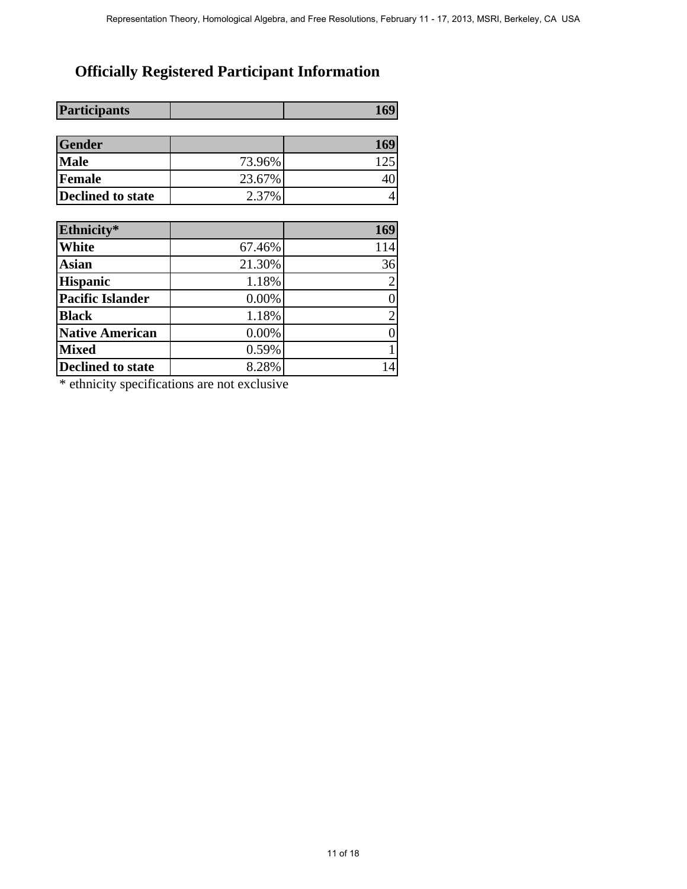# Officially Registered Participant Information

| Participants | | 169 |
| --- | --- | --- |

| Gender | | 169 |
| --- | --- | --- |
| Male | 73.96% | 125 |
| Female | 23.67% | 40 |
| Declined to state | 2.37% | 4 |

| Ethnicity* | | 169 |
| --- | --- | --- |
| White | 67.46% | 114 |
| Asian | 21.30% | 36 |
| Hispanic | 1.18% | 2 |
| Pacific Islander | 0.00% | 0 |
| Black | 1.18% | 2 |
| Native American | 0.00% | 0 |
| Mixed | 0.59% | 1 |
| Declined to state | 8.28% | 14 |

* ethnicity specifications are not exclusive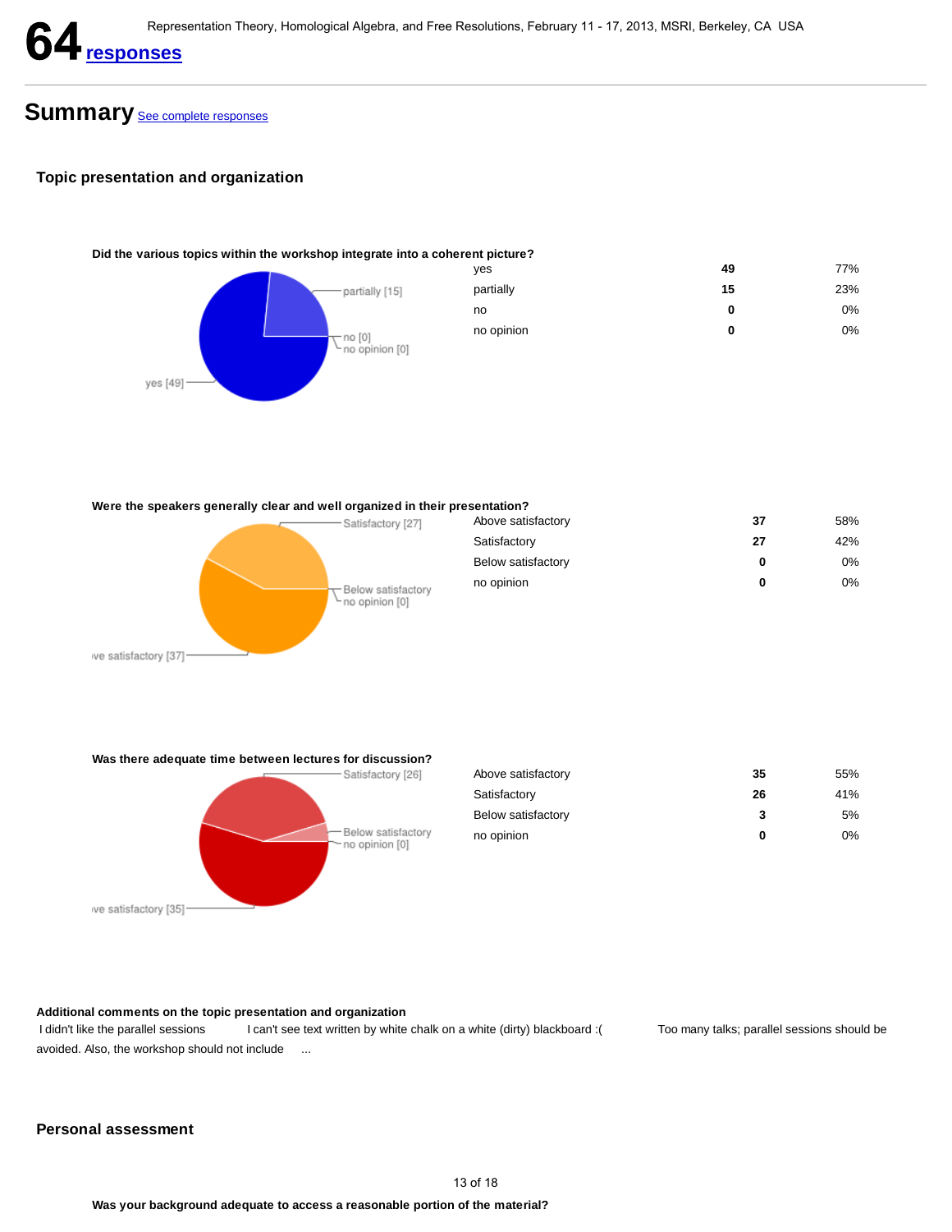Representation Theory, Homological Algebra, and Free Resolutions, February 11 - 17, 2013, MSRI, Berkeley, CA USA

# 64 responses

## Summary See complete responses

### Topic presentation and organization

**Did the various topics within the workshop integrate into a coherent picture?**

| | | |
|---|---|---|
| yes | **49** | 77% |
| partially | **15** | 23% |
| no | **0** | 0% |
| no opinion | **0** | 0% |

**Were the speakers generally clear and well organized in their presentation?**

| | | |
|---|---|---|
| Above satisfactory | **37** | 58% |
| Satisfactory | **27** | 42% |
| Below satisfactory | **0** | 0% |
| no opinion | **0** | 0% |

**Was there adequate time between lectures for discussion?**

| | | |
|---|---|---|
| Above satisfactory | **35** | 55% |
| Satisfactory | **26** | 41% |
| Below satisfactory | **3** | 5% |
| no opinion | **0** | 0% |

**Additional comments on the topic presentation and organization**

I didn't like the parallel sessions     I can't see text written by white chalk on a white (dirty) blackboard :(     Too many talks; parallel sessions should be avoided. Also, the workshop should not include ...

### Personal assessment

**Was your background adequate to access a reasonable portion of the material?**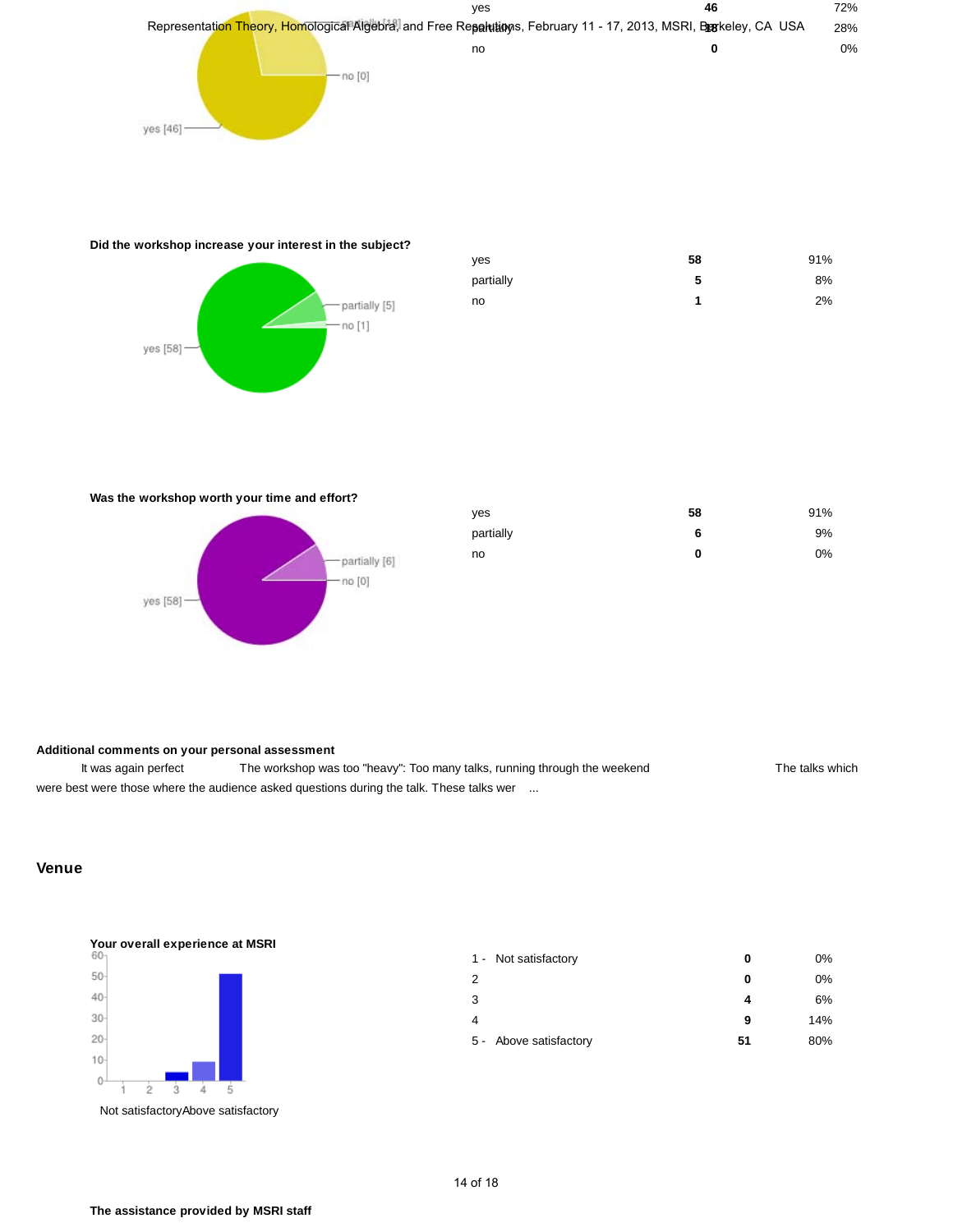| | | |
|---|---|---|
| yes | 46 | 72% |
| partially | 18 | 28% |
| no | 0 | 0% |

**Did the workshop increase your interest in the subject?**

| | | |
|---|---|---|
| yes | 58 | 91% |
| partially | 5 | 8% |
| no | 1 | 2% |

**Was the workshop worth your time and effort?**

| | | |
|---|---|---|
| yes | 58 | 91% |
| partially | 6 | 9% |
| no | 0 | 0% |

**Additional comments on your personal assessment**

It was again perfect      The workshop was too "heavy": Too many talks, running through the weekend      The talks which were best were those where the audience asked questions during the talk. These talks wer ...

## Venue

**Your overall experience at MSRI**

| | | |
|---|---|---|
| 1 - Not satisfactory | 0 | 0% |
| 2 | 0 | 0% |
| 3 | 4 | 6% |
| 4 | 9 | 14% |
| 5 - Above satisfactory | 51 | 80% |

**The assistance provided by MSRI staff**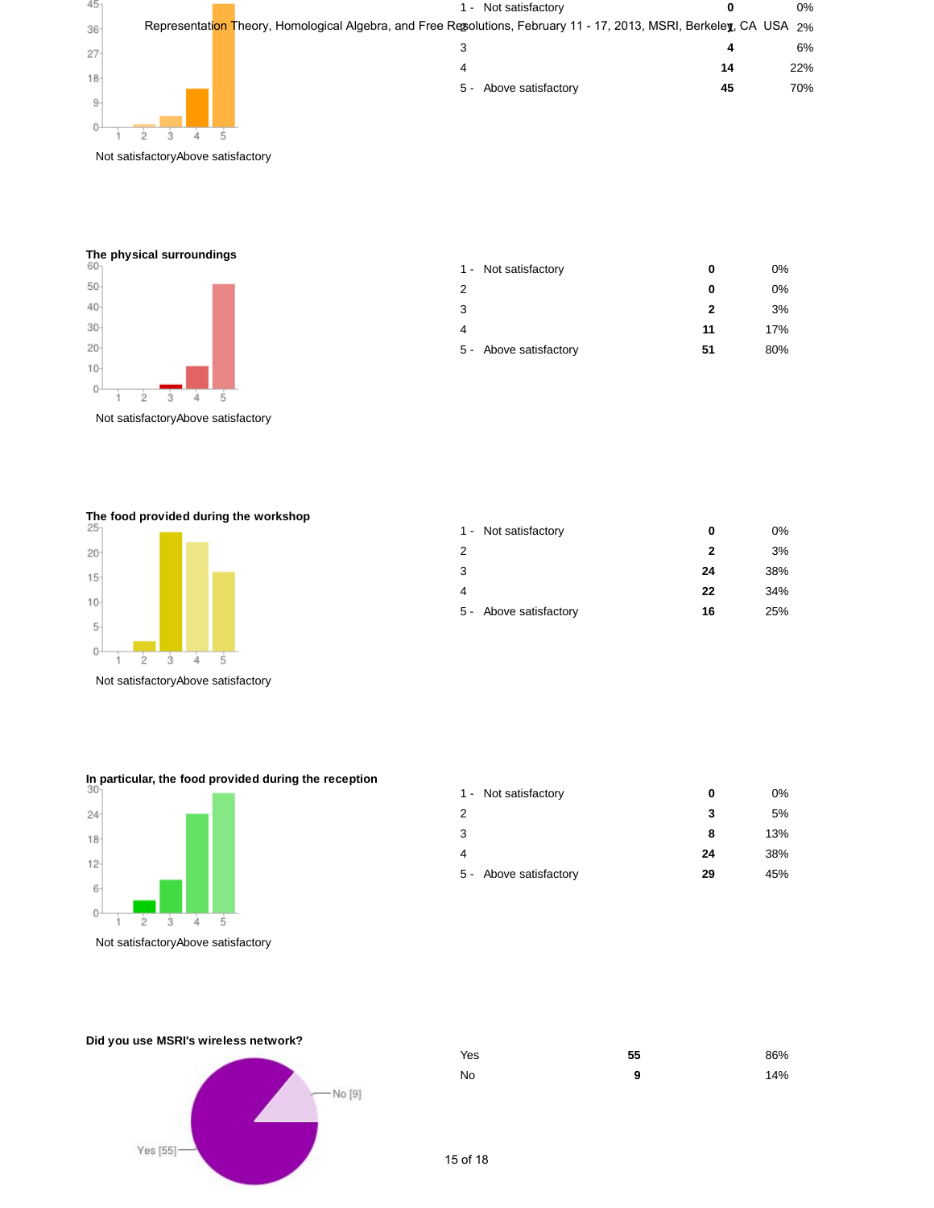| | | |
|---|---|---|
| 1 - Not satisfactory | **0** | 0% |
| 2 | **1** | 2% |
| 3 | **4** | 6% |
| 4 | **14** | 22% |
| 5 - Above satisfactory | **45** | 70% |

**The physical surroundings**

| | | |
|---|---|---|
| 1 - Not satisfactory | **0** | 0% |
| 2 | **0** | 0% |
| 3 | **2** | 3% |
| 4 | **11** | 17% |
| 5 - Above satisfactory | **51** | 80% |

**The food provided during the workshop**

| | | |
|---|---|---|
| 1 - Not satisfactory | **0** | 0% |
| 2 | **2** | 3% |
| 3 | **24** | 38% |
| 4 | **22** | 34% |
| 5 - Above satisfactory | **16** | 25% |

**In particular, the food provided during the reception**

| | | |
|---|---|---|
| 1 - Not satisfactory | **0** | 0% |
| 2 | **3** | 5% |
| 3 | **8** | 13% |
| 4 | **24** | 38% |
| 5 - Above satisfactory | **29** | 45% |

**Did you use MSRI's wireless network?**

| | | |
|---|---|---|
| Yes | **55** | 86% |
| No | **9** | 14% |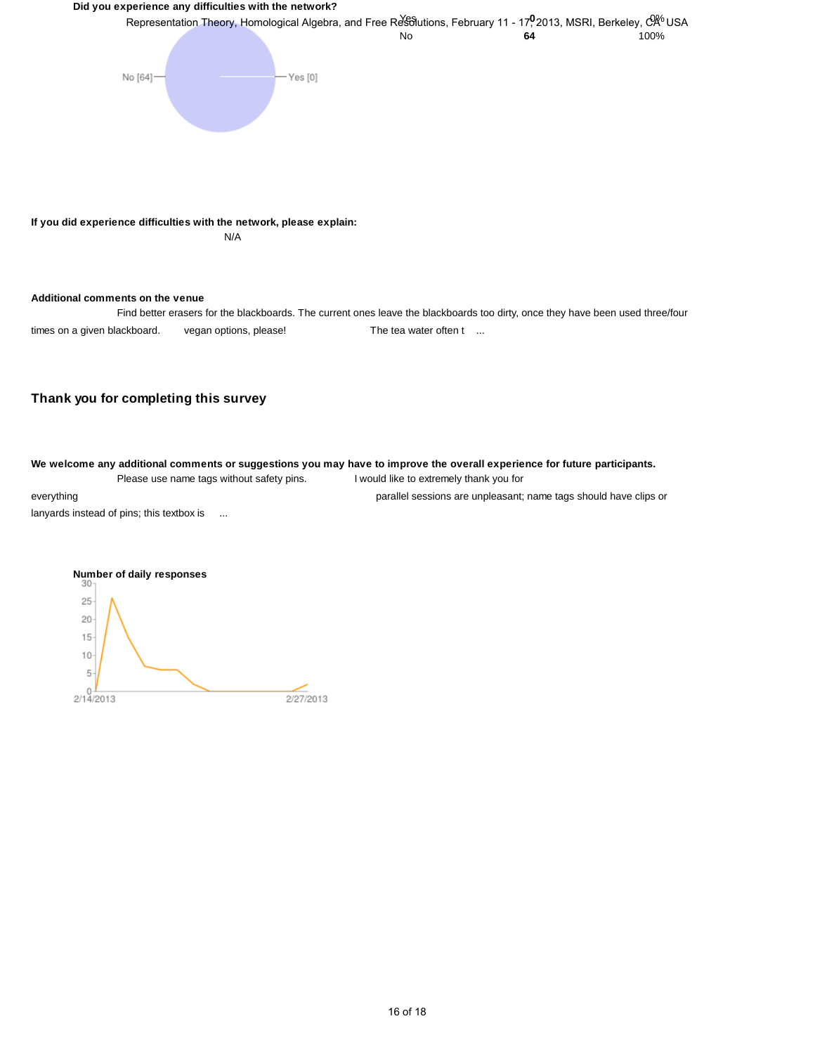**Did you experience any difficulties with the network?**

| | | |
|---|---|---|
| Yes | **0** | 0% |
| No | **64** | 100% |

No [64] Yes [0]

**If you did experience difficulties with the network, please explain:**

N/A

**Additional comments on the venue**

Find better erasers for the blackboards. The current ones leave the blackboards too dirty, once they have been used three/four times on a given blackboard. vegan options, please! The tea water often t ...

## Thank you for completing this survey

**We welcome any additional comments or suggestions you may have to improve the overall experience for future participants.**

Please use name tags without safety pins. I would like to extremely thank you for everything parallel sessions are unpleasant; name tags should have clips or lanyards instead of pins; this textbox is ...

**Number of daily responses**

30, 25, 20, 15, 10, 5, 0

2/14/2013 2/27/2013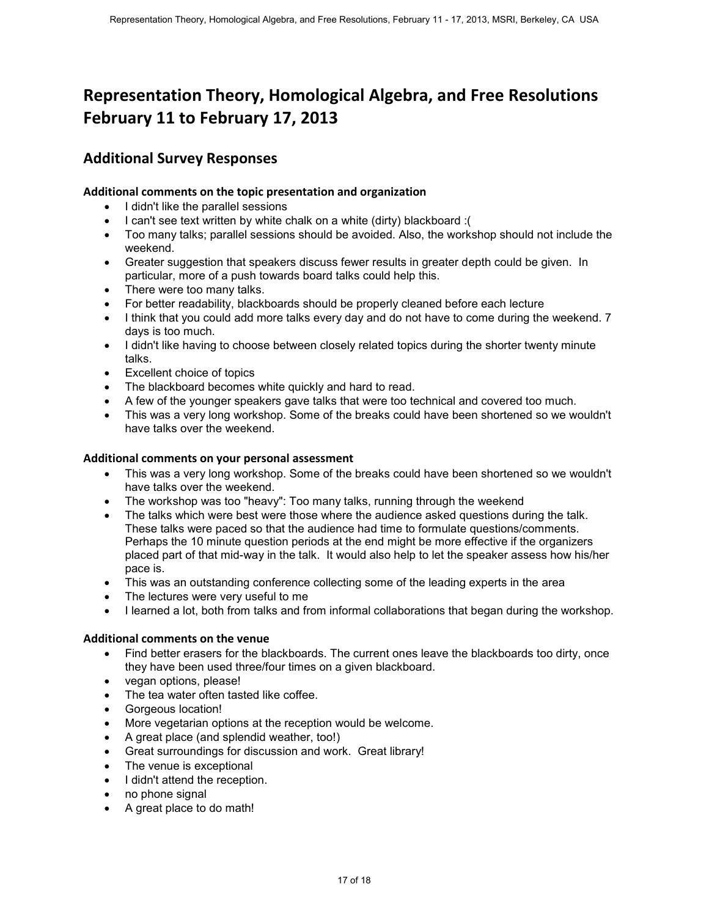# Representation Theory, Homological Algebra, and Free Resolutions February 11 to February 17, 2013

## Additional Survey Responses

### Additional comments on the topic presentation and organization

- I didn't like the parallel sessions
- I can't see text written by white chalk on a white (dirty) blackboard :(
- Too many talks; parallel sessions should be avoided. Also, the workshop should not include the weekend.
- Greater suggestion that speakers discuss fewer results in greater depth could be given. In particular, more of a push towards board talks could help this.
- There were too many talks.
- For better readability, blackboards should be properly cleaned before each lecture
- I think that you could add more talks every day and do not have to come during the weekend. 7 days is too much.
- I didn't like having to choose between closely related topics during the shorter twenty minute talks.
- Excellent choice of topics
- The blackboard becomes white quickly and hard to read.
- A few of the younger speakers gave talks that were too technical and covered too much.
- This was a very long workshop. Some of the breaks could have been shortened so we wouldn't have talks over the weekend.

### Additional comments on your personal assessment

- This was a very long workshop. Some of the breaks could have been shortened so we wouldn't have talks over the weekend.
- The workshop was too "heavy": Too many talks, running through the weekend
- The talks which were best were those where the audience asked questions during the talk. These talks were paced so that the audience had time to formulate questions/comments. Perhaps the 10 minute question periods at the end might be more effective if the organizers placed part of that mid-way in the talk. It would also help to let the speaker assess how his/her pace is.
- This was an outstanding conference collecting some of the leading experts in the area
- The lectures were very useful to me
- I learned a lot, both from talks and from informal collaborations that began during the workshop.

### Additional comments on the venue

- Find better erasers for the blackboards. The current ones leave the blackboards too dirty, once they have been used three/four times on a given blackboard.
- vegan options, please!
- The tea water often tasted like coffee.
- Gorgeous location!
- More vegetarian options at the reception would be welcome.
- A great place (and splendid weather, too!)
- Great surroundings for discussion and work. Great library!
- The venue is exceptional
- I didn't attend the reception.
- no phone signal
- A great place to do math!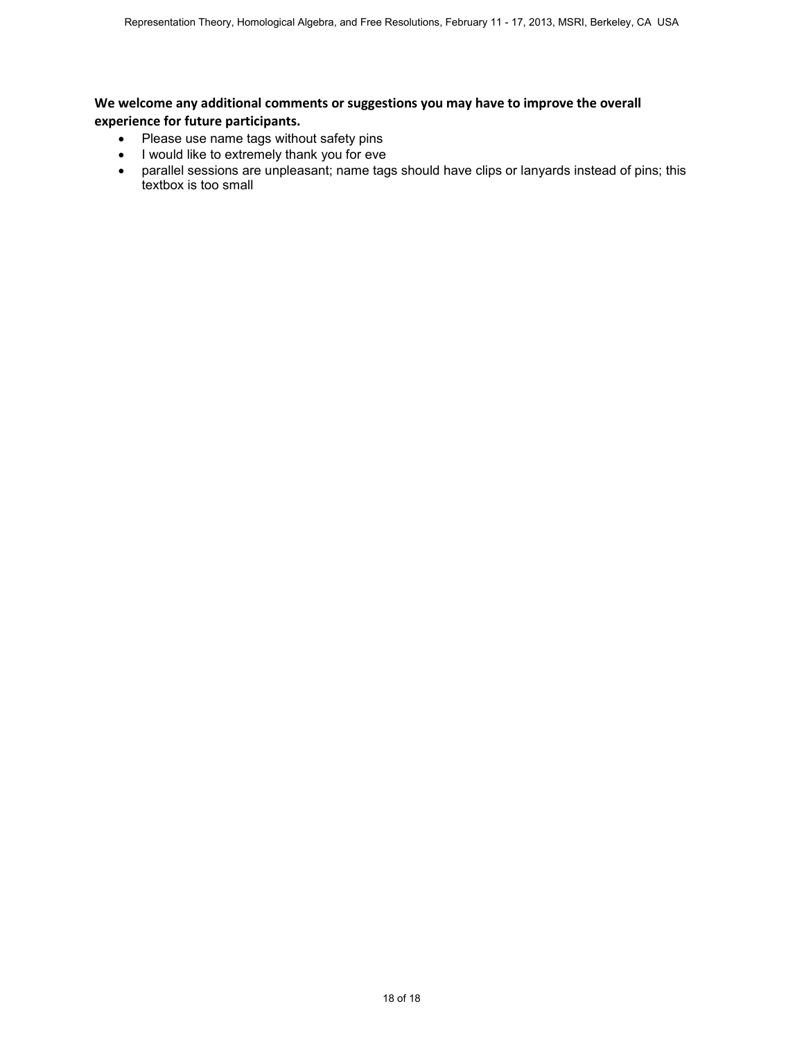**We welcome any additional comments or suggestions you may have to improve the overall experience for future participants.**

- Please use name tags without safety pins
- I would like to extremely thank you for eve
- parallel sessions are unpleasant; name tags should have clips or lanyards instead of pins; this textbox is too small